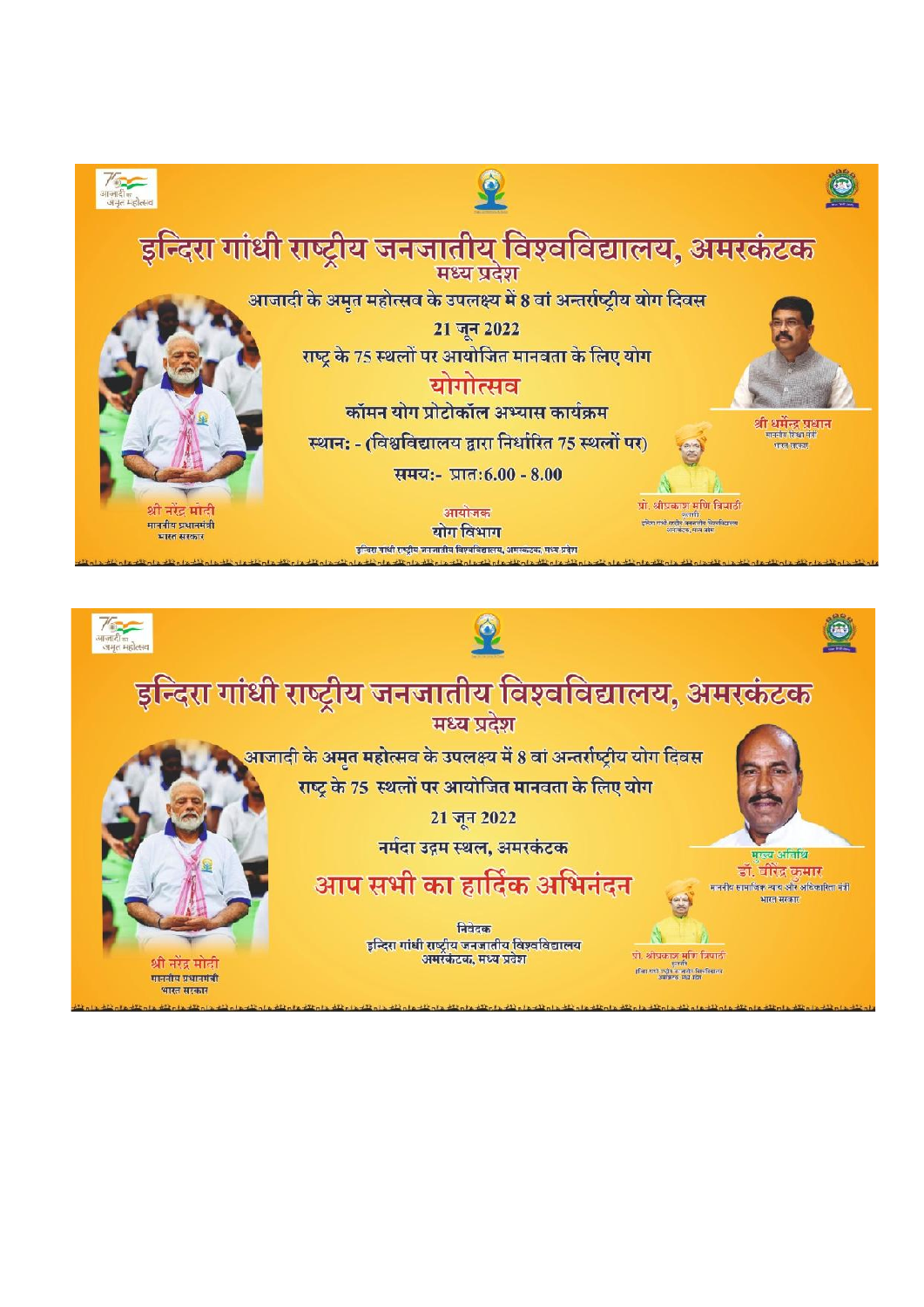# इन्दिरा गांधी राष्ट्रीय जनजातीय विश्वविद्यालय, अमरकंटक

मध्य प्रदेश

आजादी के अमृत महोत्सव के उपलक्ष्य में 8 वां अन्तर्राष्ट्रीय योग दिवस

21 जून 2022

राष्ट्र के 75 स्थलों पर आयोजित मानवता के लिए योग

## योगोत्सव

कॉमन योग प्रोटोकॉल अभ्यास कार्यक्रम

स्थान: - (विश्वविद्यालय द्वारा निर्धारित 75 स्थलों पर)

समय:- प्रात:6.00 - 8.00

श्री नरेंद्र मोदी
माननीय प्रधानमंत्री
भारत सरकार

श्री धर्मेन्द्र प्रधान
माननीय शिक्षा मंत्री
भारत सरकार

प्रो. श्रीप्रकाश मणि त्रिपाठी
कुलपति
इन्दिरा गांधी राष्ट्रीय जनजातीय विश्वविद्यालय
अमरकंटक, मध्य प्रदेश

आयोजक
योग विभाग
इन्दिरा गांधी राष्ट्रीय जनजातीय विश्वविद्यालय, अमरकंटक, मध्य प्रदेश

---

# इन्दिरा गांधी राष्ट्रीय जनजातीय विश्वविद्यालय, अमरकंटक

मध्य प्रदेश

आजादी के अमृत महोत्सव के उपलक्ष्य में 8 वां अन्तर्राष्ट्रीय योग दिवस

राष्ट्र के 75 स्थलों पर आयोजित मानवता के लिए योग

21 जून 2022

नर्मदा उद्गम स्थल, अमरकंटक

## आप सभी का हार्दिक अभिनंदन

निवेदक
इन्दिरा गांधी राष्ट्रीय जनजातीय विश्वविद्यालय
अमरकंटक, मध्य प्रदेश

श्री नरेंद्र मोदी
माननीय प्रधानमंत्री
भारत सरकार

मुख्य अतिथि
डॉ. वीरेंद्र कुमार
माननीय सामाजिक न्याय और अधिकारिता मंत्री
भारत सरकार

प्रो. श्रीप्रकाश मणि त्रिपाठी
कुलपति
इन्दिरा गांधी राष्ट्रीय जनजातीय विश्वविद्यालय
अमरकंटक, मध्य प्रदेश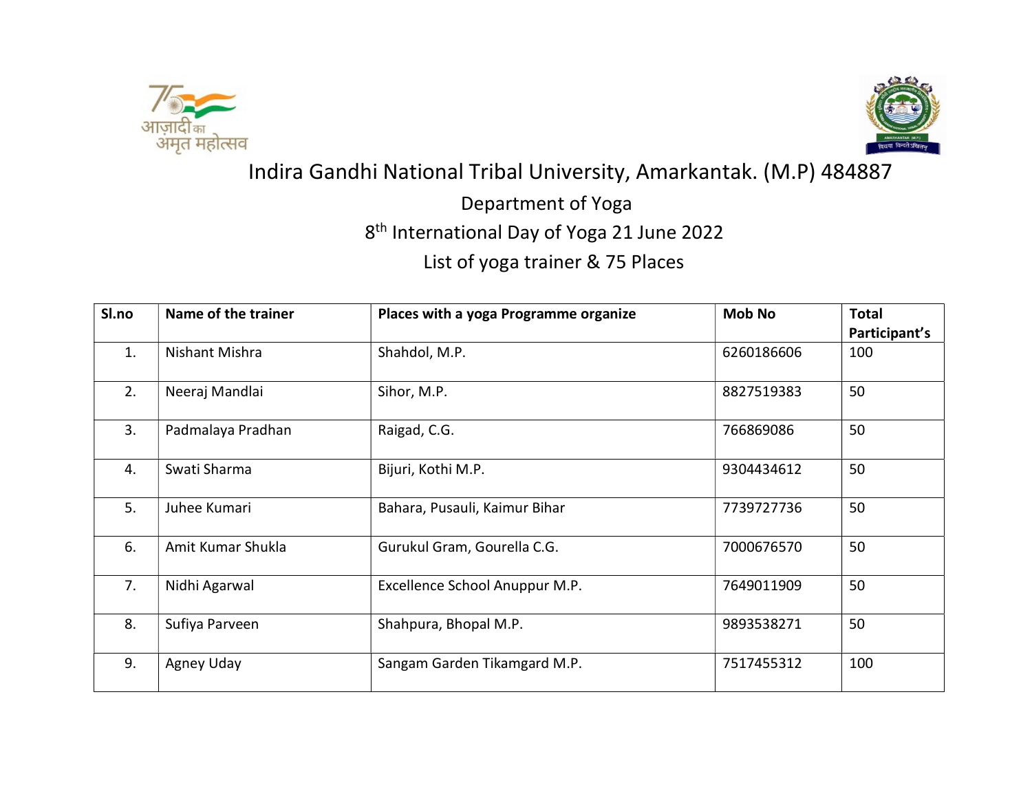# Indira Gandhi National Tribal University, Amarkantak. (M.P) 484887

## Department of Yoga

## 8th International Day of Yoga 21 June 2022

## List of yoga trainer & 75 Places

| Sl.no | Name of the trainer | Places with a yoga Programme organize | Mob No | Total Participant's |
|---|---|---|---|---|
| 1. | Nishant Mishra | Shahdol, M.P. | 6260186606 | 100 |
| 2. | Neeraj Mandlai | Sihor, M.P. | 8827519383 | 50 |
| 3. | Padmalaya Pradhan | Raigad, C.G. | 766869086 | 50 |
| 4. | Swati Sharma | Bijuri, Kothi M.P. | 9304434612 | 50 |
| 5. | Juhee Kumari | Bahara, Pusauli, Kaimur Bihar | 7739727736 | 50 |
| 6. | Amit Kumar Shukla | Gurukul Gram, Gourella C.G. | 7000676570 | 50 |
| 7. | Nidhi Agarwal | Excellence School Anuppur M.P. | 7649011909 | 50 |
| 8. | Sufiya Parveen | Shahpura, Bhopal M.P. | 9893538271 | 50 |
| 9. | Agney Uday | Sangam Garden Tikamgard M.P. | 7517455312 | 100 |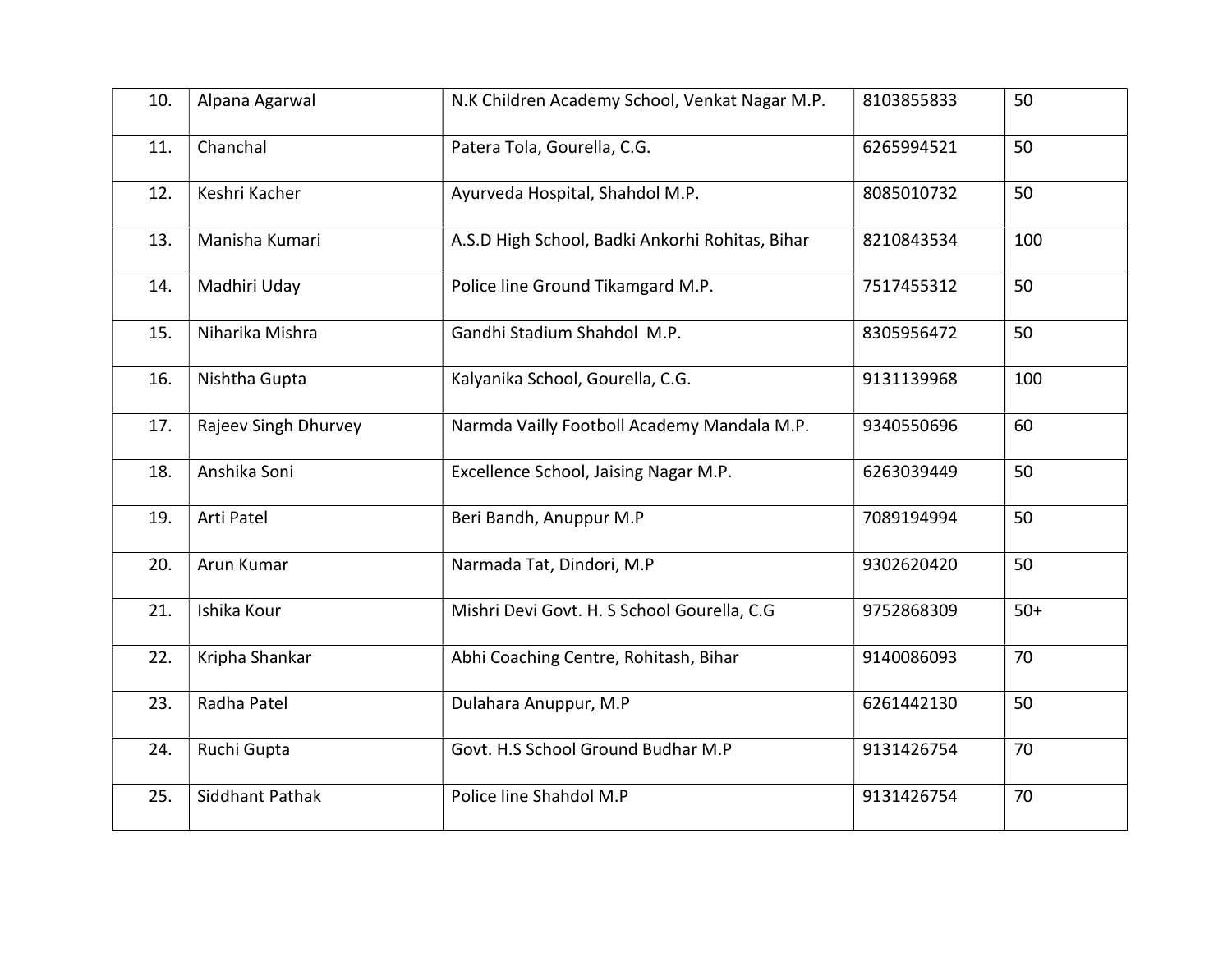| 10. | Alpana Agarwal | N.K Children Academy School, Venkat Nagar M.P. | 8103855833 | 50 |
|---|---|---|---|---|
| 11. | Chanchal | Patera Tola, Gourella, C.G. | 6265994521 | 50 |
| 12. | Keshri Kacher | Ayurveda Hospital, Shahdol M.P. | 8085010732 | 50 |
| 13. | Manisha Kumari | A.S.D High School, Badki Ankorhi Rohitas, Bihar | 8210843534 | 100 |
| 14. | Madhiri Uday | Police line Ground Tikamgard M.P. | 7517455312 | 50 |
| 15. | Niharika Mishra | Gandhi Stadium Shahdol M.P. | 8305956472 | 50 |
| 16. | Nishtha Gupta | Kalyanika School, Gourella, C.G. | 9131139968 | 100 |
| 17. | Rajeev Singh Dhurvey | Narmda Vailly Footboll Academy Mandala M.P. | 9340550696 | 60 |
| 18. | Anshika Soni | Excellence School, Jaising Nagar M.P. | 6263039449 | 50 |
| 19. | Arti Patel | Beri Bandh, Anuppur M.P | 7089194994 | 50 |
| 20. | Arun Kumar | Narmada Tat, Dindori, M.P | 9302620420 | 50 |
| 21. | Ishika Kour | Mishri Devi Govt. H. S School Gourella, C.G | 9752868309 | 50+ |
| 22. | Kripha Shankar | Abhi Coaching Centre, Rohitash, Bihar | 9140086093 | 70 |
| 23. | Radha Patel | Dulahara Anuppur, M.P | 6261442130 | 50 |
| 24. | Ruchi Gupta | Govt. H.S School Ground Budhar M.P | 9131426754 | 70 |
| 25. | Siddhant Pathak | Police line Shahdol M.P | 9131426754 | 70 |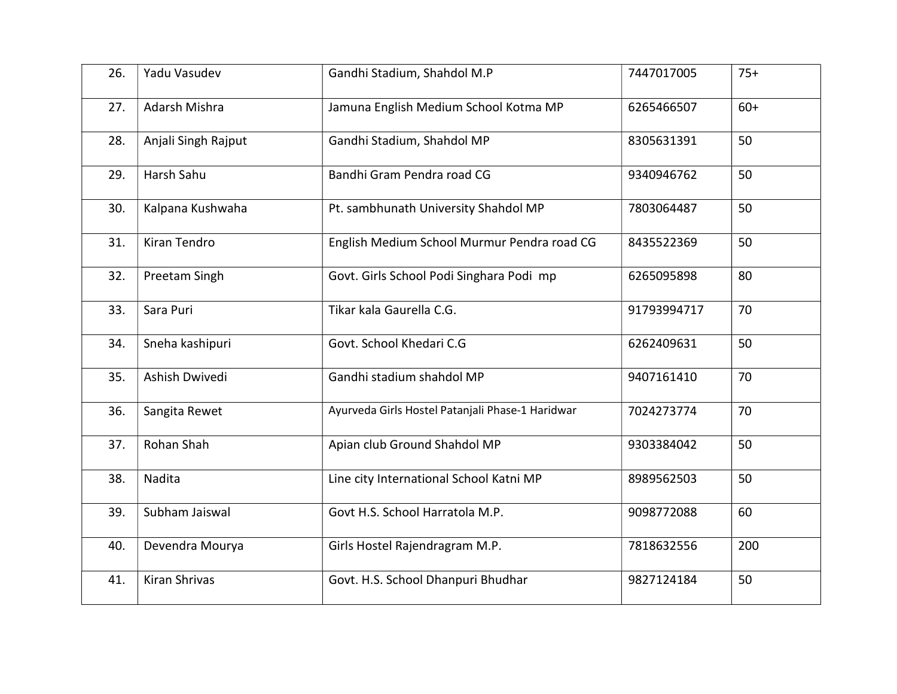| 26. | Yadu Vasudev | Gandhi Stadium, Shahdol M.P | 7447017005 | 75+ |
|---|---|---|---|---|
| 27. | Adarsh Mishra | Jamuna English Medium School Kotma MP | 6265466507 | 60+ |
| 28. | Anjali Singh Rajput | Gandhi Stadium, Shahdol MP | 8305631391 | 50 |
| 29. | Harsh Sahu | Bandhi Gram Pendra road CG | 9340946762 | 50 |
| 30. | Kalpana Kushwaha | Pt. sambhunath University Shahdol MP | 7803064487 | 50 |
| 31. | Kiran Tendro | English Medium School Murmur Pendra road CG | 8435522369 | 50 |
| 32. | Preetam Singh | Govt. Girls School Podi Singhara Podi mp | 6265095898 | 80 |
| 33. | Sara Puri | Tikar kala Gaurella C.G. | 91793994717 | 70 |
| 34. | Sneha kashipuri | Govt. School Khedari C.G | 6262409631 | 50 |
| 35. | Ashish Dwivedi | Gandhi stadium shahdol MP | 9407161410 | 70 |
| 36. | Sangita Rewet | Ayurveda Girls Hostel Patanjali Phase-1 Haridwar | 7024273774 | 70 |
| 37. | Rohan Shah | Apian club Ground Shahdol MP | 9303384042 | 50 |
| 38. | Nadita | Line city International School Katni MP | 8989562503 | 50 |
| 39. | Subham Jaiswal | Govt H.S. School Harratola M.P. | 9098772088 | 60 |
| 40. | Devendra Mourya | Girls Hostel Rajendragram M.P. | 7818632556 | 200 |
| 41. | Kiran Shrivas | Govt. H.S. School Dhanpuri Bhudhar | 9827124184 | 50 |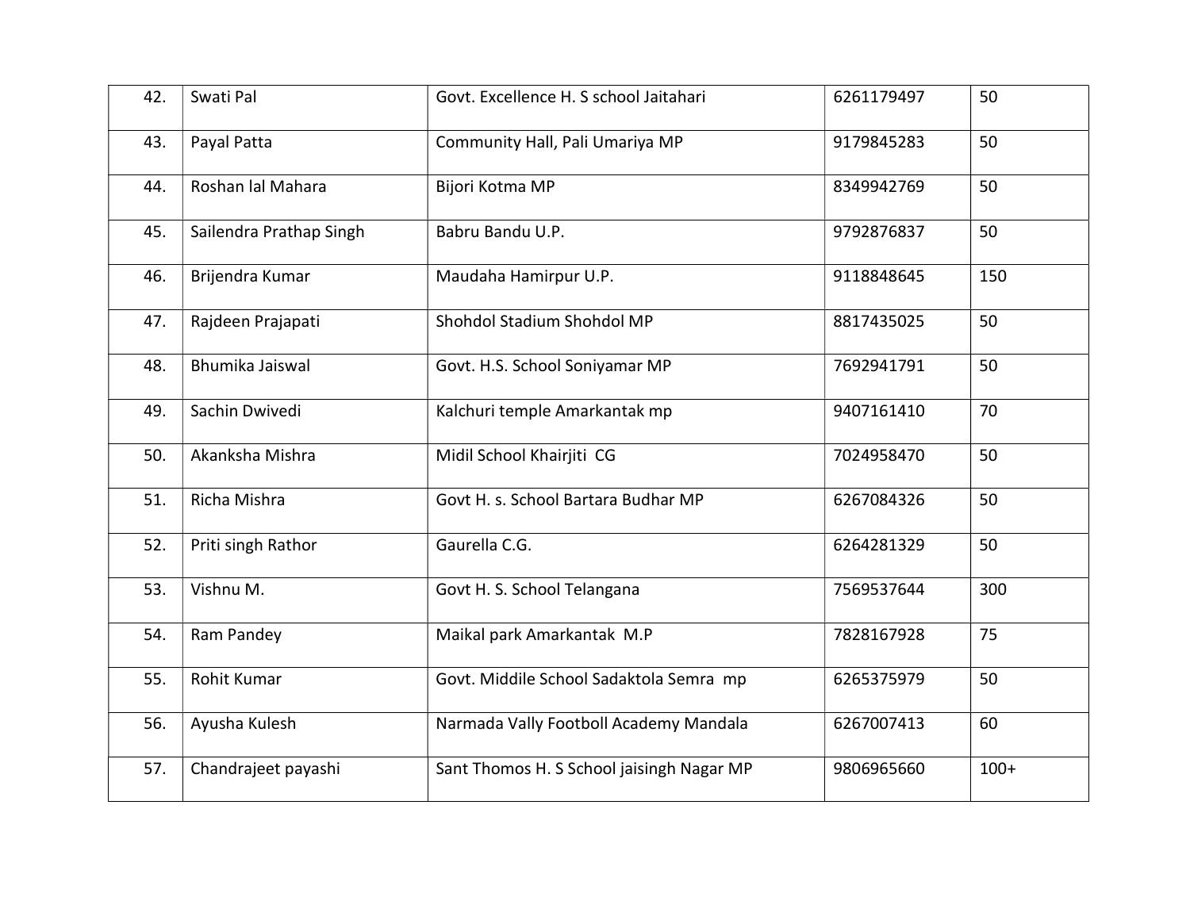| 42. | Swati Pal | Govt. Excellence H. S school Jaitahari | 6261179497 | 50 |
|---|---|---|---|---|
| 43. | Payal Patta | Community Hall, Pali Umariya MP | 9179845283 | 50 |
| 44. | Roshan lal Mahara | Bijori Kotma MP | 8349942769 | 50 |
| 45. | Sailendra Prathap Singh | Babru Bandu U.P. | 9792876837 | 50 |
| 46. | Brijendra Kumar | Maudaha Hamirpur U.P. | 9118848645 | 150 |
| 47. | Rajdeen Prajapati | Shohdol Stadium Shohdol MP | 8817435025 | 50 |
| 48. | Bhumika Jaiswal | Govt. H.S. School Soniyamar MP | 7692941791 | 50 |
| 49. | Sachin Dwivedi | Kalchuri temple Amarkantak mp | 9407161410 | 70 |
| 50. | Akanksha Mishra | Midil School Khairjiti CG | 7024958470 | 50 |
| 51. | Richa Mishra | Govt H. s. School Bartara Budhar MP | 6267084326 | 50 |
| 52. | Priti singh Rathor | Gaurella C.G. | 6264281329 | 50 |
| 53. | Vishnu M. | Govt H. S. School Telangana | 7569537644 | 300 |
| 54. | Ram Pandey | Maikal park Amarkantak M.P | 7828167928 | 75 |
| 55. | Rohit Kumar | Govt. Middile School Sadaktola Semra mp | 6265375979 | 50 |
| 56. | Ayusha Kulesh | Narmada Vally Footboll Academy Mandala | 6267007413 | 60 |
| 57. | Chandrajeet payashi | Sant Thomos H. S School jaisingh Nagar MP | 9806965660 | 100+ |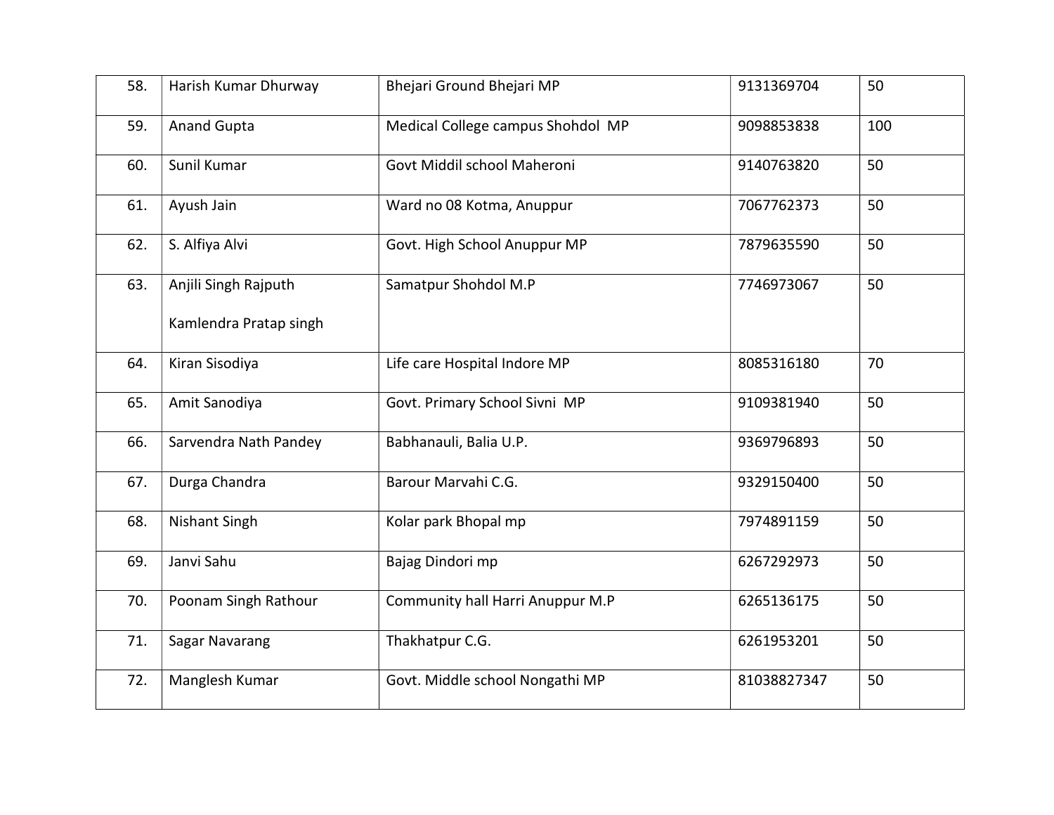| | | | | |
|---|---|---|---|---|
| 58. | Harish Kumar Dhurway | Bhejari Ground Bhejari MP | 9131369704 | 50 |
| 59. | Anand Gupta | Medical College campus Shohdol MP | 9098853838 | 100 |
| 60. | Sunil Kumar | Govt Middil school Maheroni | 9140763820 | 50 |
| 61. | Ayush Jain | Ward no 08 Kotma, Anuppur | 7067762373 | 50 |
| 62. | S. Alfiya Alvi | Govt. High School Anuppur MP | 7879635590 | 50 |
| 63. | Anjili Singh Rajputh<br><br>Kamlendra Pratap singh | Samatpur Shohdol M.P | 7746973067 | 50 |
| 64. | Kiran Sisodiya | Life care Hospital Indore MP | 8085316180 | 70 |
| 65. | Amit Sanodiya | Govt. Primary School Sivni MP | 9109381940 | 50 |
| 66. | Sarvendra Nath Pandey | Babhanauli, Balia U.P. | 9369796893 | 50 |
| 67. | Durga Chandra | Barour Marvahi C.G. | 9329150400 | 50 |
| 68. | Nishant Singh | Kolar park Bhopal mp | 7974891159 | 50 |
| 69. | Janvi Sahu | Bajag Dindori mp | 6267292973 | 50 |
| 70. | Poonam Singh Rathour | Community hall Harri Anuppur M.P | 6265136175 | 50 |
| 71. | Sagar Navarang | Thakhatpur C.G. | 6261953201 | 50 |
| 72. | Manglesh Kumar | Govt. Middle school Nongathi MP | 81038827347 | 50 |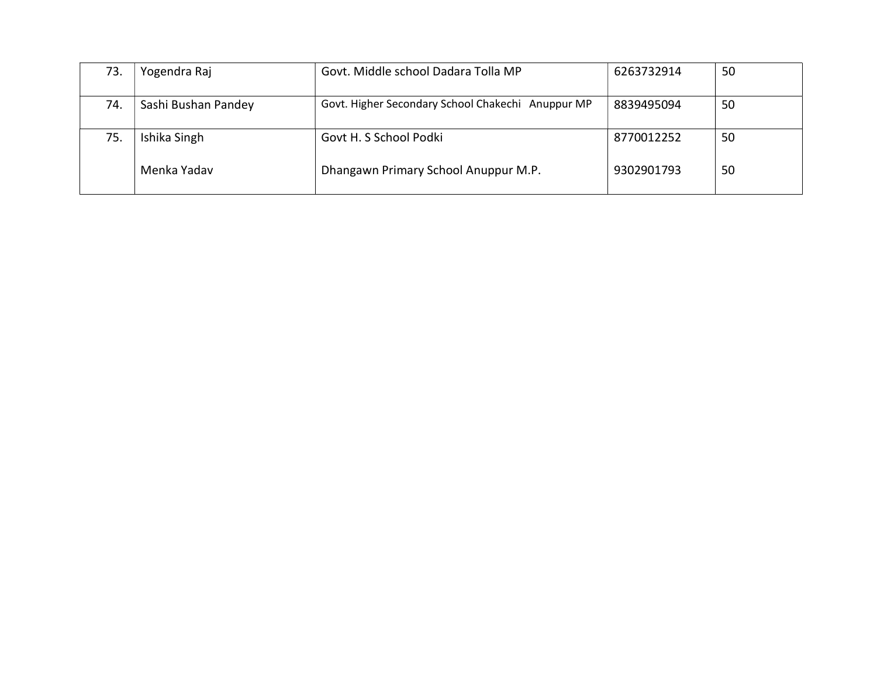| | | | | |
|---|---|---|---|---|
| 73. | Yogendra Raj | Govt. Middle school Dadara Tolla MP | 6263732914 | 50 |
| 74. | Sashi Bushan Pandey | Govt. Higher Secondary School Chakechi Anuppur MP | 8839495094 | 50 |
| 75. | Ishika Singh<br><br>Menka Yadav | Govt H. S School Podki<br><br>Dhangawn Primary School Anuppur M.P. | 8770012252<br><br>9302901793 | 50<br><br>50 |